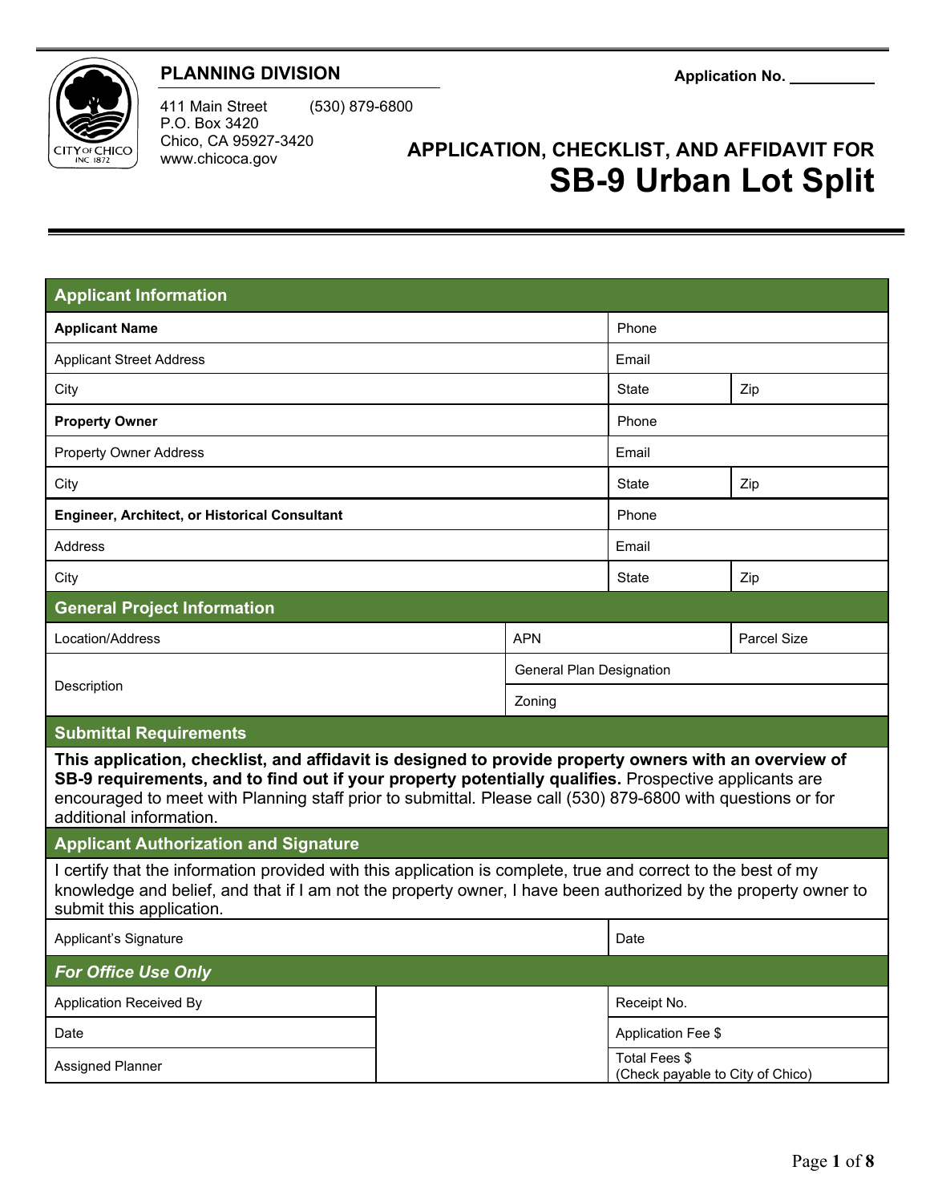**PLANNING DIVISION**

411 Main Street (530) 879-6800
P.O. Box 3420
Chico, CA 95927-3420
www.chicoca.gov

Application No. ___________

## APPLICATION, CHECKLIST, AND AFFIDAVIT FOR
# SB-9 Urban Lot Split

## Applicant Information

| | | |
|---|---|---|
| **Applicant Name** | Phone | |
| Applicant Street Address | Email | |
| City | State | Zip |
| **Property Owner** | Phone | |
| Property Owner Address | Email | |
| City | State | Zip |
| **Engineer, Architect, or Historical Consultant** | Phone | |
| Address | Email | |
| City | State | Zip |

## General Project Information

| | | |
|---|---|---|
| Location/Address | APN | Parcel Size |
| Description | General Plan Designation | |
| | Zoning | |

## Submittal Requirements

**This application, checklist, and affidavit is designed to provide property owners with an overview of SB-9 requirements, and to find out if your property potentially qualifies.** Prospective applicants are encouraged to meet with Planning staff prior to submittal. Please call (530) 879-6800 with questions or for additional information.

## Applicant Authorization and Signature

I certify that the information provided with this application is complete, true and correct to the best of my knowledge and belief, and that if I am not the property owner, I have been authorized by the property owner to submit this application.

| | |
|---|---|
| Applicant's Signature | Date |

## *For Office Use Only*

| | | |
|---|---|---|
| Application Received By | | Receipt No. |
| Date | | Application Fee $ |
| Assigned Planner | | Total Fees $ (Check payable to City of Chico) |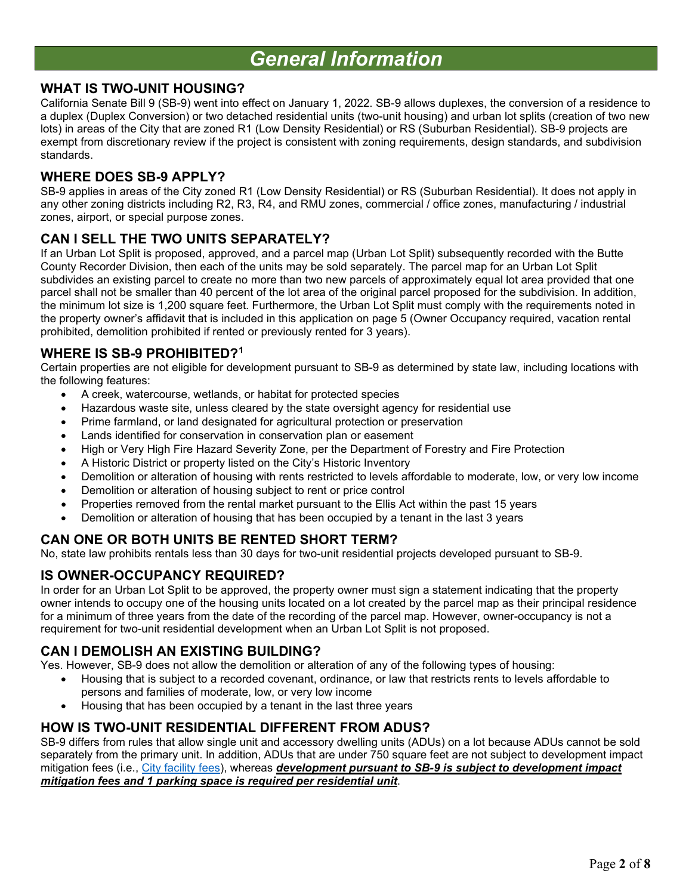# *General Information*

## WHAT IS TWO-UNIT HOUSING?

California Senate Bill 9 (SB-9) went into effect on January 1, 2022. SB-9 allows duplexes, the conversion of a residence to a duplex (Duplex Conversion) or two detached residential units (two-unit housing) and urban lot splits (creation of two new lots) in areas of the City that are zoned R1 (Low Density Residential) or RS (Suburban Residential). SB-9 projects are exempt from discretionary review if the project is consistent with zoning requirements, design standards, and subdivision standards.

## WHERE DOES SB-9 APPLY?

SB-9 applies in areas of the City zoned R1 (Low Density Residential) or RS (Suburban Residential). It does not apply in any other zoning districts including R2, R3, R4, and RMU zones, commercial / office zones, manufacturing / industrial zones, airport, or special purpose zones.

## CAN I SELL THE TWO UNITS SEPARATELY?

If an Urban Lot Split is proposed, approved, and a parcel map (Urban Lot Split) subsequently recorded with the Butte County Recorder Division, then each of the units may be sold separately. The parcel map for an Urban Lot Split subdivides an existing parcel to create no more than two new parcels of approximately equal lot area provided that one parcel shall not be smaller than 40 percent of the lot area of the original parcel proposed for the subdivision. In addition, the minimum lot size is 1,200 square feet. Furthermore, the Urban Lot Split must comply with the requirements noted in the property owner's affidavit that is included in this application on page 5 (Owner Occupancy required, vacation rental prohibited, demolition prohibited if rented or previously rented for 3 years).

## WHERE IS SB-9 PROHIBITED?[1]

Certain properties are not eligible for development pursuant to SB-9 as determined by state law, including locations with the following features:

- A creek, watercourse, wetlands, or habitat for protected species
- Hazardous waste site, unless cleared by the state oversight agency for residential use
- Prime farmland, or land designated for agricultural protection or preservation
- Lands identified for conservation in conservation plan or easement
- High or Very High Fire Hazard Severity Zone, per the Department of Forestry and Fire Protection
- A Historic District or property listed on the City's Historic Inventory
- Demolition or alteration of housing with rents restricted to levels affordable to moderate, low, or very low income
- Demolition or alteration of housing subject to rent or price control
- Properties removed from the rental market pursuant to the Ellis Act within the past 15 years
- Demolition or alteration of housing that has been occupied by a tenant in the last 3 years

## CAN ONE OR BOTH UNITS BE RENTED SHORT TERM?

No, state law prohibits rentals less than 30 days for two-unit residential projects developed pursuant to SB-9.

## IS OWNER-OCCUPANCY REQUIRED?

In order for an Urban Lot Split to be approved, the property owner must sign a statement indicating that the property owner intends to occupy one of the housing units located on a lot created by the parcel map as their principal residence for a minimum of three years from the date of the recording of the parcel map. However, owner-occupancy is not a requirement for two-unit residential development when an Urban Lot Split is not proposed.

## CAN I DEMOLISH AN EXISTING BUILDING?

Yes. However, SB-9 does not allow the demolition or alteration of any of the following types of housing:

- Housing that is subject to a recorded covenant, ordinance, or law that restricts rents to levels affordable to persons and families of moderate, low, or very low income
- Housing that has been occupied by a tenant in the last three years

## HOW IS TWO-UNIT RESIDENTIAL DIFFERENT FROM ADUS?

SB-9 differs from rules that allow single unit and accessory dwelling units (ADUs) on a lot because ADUs cannot be sold separately from the primary unit. In addition, ADUs that are under 750 square feet are not subject to development impact mitigation fees (i.e., City facility fees), whereas ***development pursuant to SB-9 is subject to development impact mitigation fees and 1 parking space is required per residential unit***.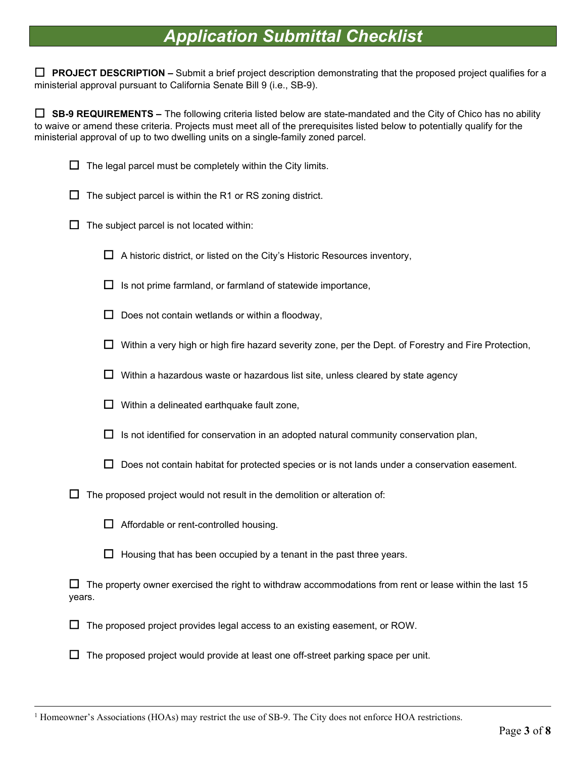# *Application Submittal Checklist*

☐ **PROJECT DESCRIPTION –** Submit a brief project description demonstrating that the proposed project qualifies for a ministerial approval pursuant to California Senate Bill 9 (i.e., SB-9).

☐ **SB-9 REQUIREMENTS –** The following criteria listed below are state-mandated and the City of Chico has no ability to waive or amend these criteria. Projects must meet all of the prerequisites listed below to potentially qualify for the ministerial approval of up to two dwelling units on a single-family zoned parcel.

- ☐ The legal parcel must be completely within the City limits.
- ☐ The subject parcel is within the R1 or RS zoning district.
- ☐ The subject parcel is not located within:
  - ☐ A historic district, or listed on the City's Historic Resources inventory,
  - ☐ Is not prime farmland, or farmland of statewide importance,
  - ☐ Does not contain wetlands or within a floodway,
  - ☐ Within a very high or high fire hazard severity zone, per the Dept. of Forestry and Fire Protection,
  - ☐ Within a hazardous waste or hazardous list site, unless cleared by state agency
  - ☐ Within a delineated earthquake fault zone,
  - ☐ Is not identified for conservation in an adopted natural community conservation plan,
  - ☐ Does not contain habitat for protected species or is not lands under a conservation easement.
- ☐ The proposed project would not result in the demolition or alteration of:
  - ☐ Affordable or rent-controlled housing.
  - ☐ Housing that has been occupied by a tenant in the past three years.
- ☐ The property owner exercised the right to withdraw accommodations from rent or lease within the last 15 years.
- ☐ The proposed project provides legal access to an existing easement, or ROW.
- ☐ The proposed project would provide at least one off-street parking space per unit.

---

[1] Homeowner's Associations (HOAs) may restrict the use of SB-9. The City does not enforce HOA restrictions.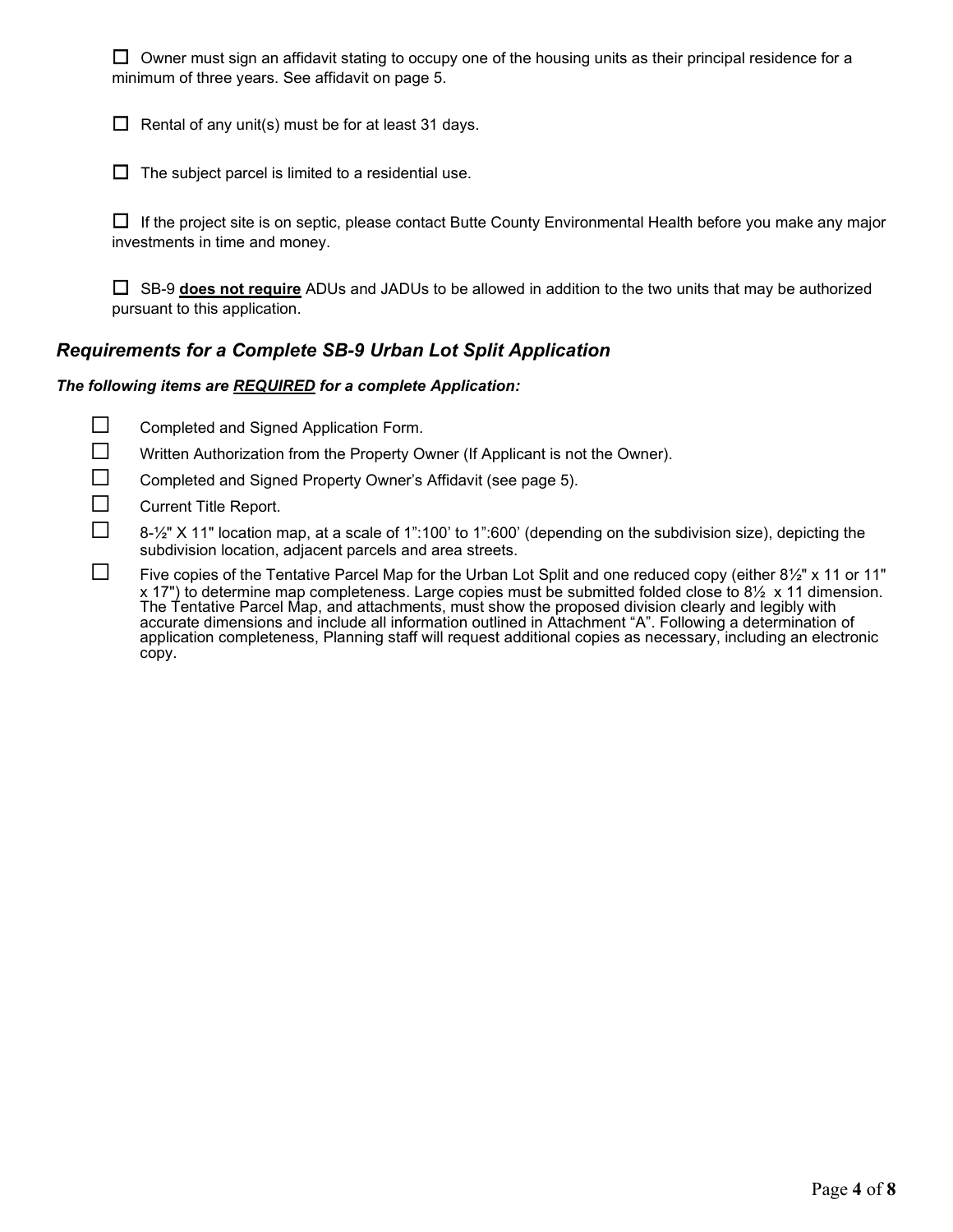- [ ] Owner must sign an affidavit stating to occupy one of the housing units as their principal residence for a minimum of three years. See affidavit on page 5.

- [ ] Rental of any unit(s) must be for at least 31 days.

- [ ] The subject parcel is limited to a residential use.

- [ ] If the project site is on septic, please contact Butte County Environmental Health before you make any major investments in time and money.

- [ ] SB-9 **does not require** ADUs and JADUs to be allowed in addition to the two units that may be authorized pursuant to this application.

## *Requirements for a Complete SB-9 Urban Lot Split Application*

***The following items are REQUIRED for a complete Application:***

- [ ] Completed and Signed Application Form.
- [ ] Written Authorization from the Property Owner (If Applicant is not the Owner).
- [ ] Completed and Signed Property Owner's Affidavit (see page 5).
- [ ] Current Title Report.
- [ ] 8-½" X 11" location map, at a scale of 1":100' to 1":600' (depending on the subdivision size), depicting the subdivision location, adjacent parcels and area streets.
- [ ] Five copies of the Tentative Parcel Map for the Urban Lot Split and one reduced copy (either 8½" x 11 or 11" x 17") to determine map completeness. Large copies must be submitted folded close to 8½ x 11 dimension. The Tentative Parcel Map, and attachments, must show the proposed division clearly and legibly with accurate dimensions and include all information outlined in Attachment "A". Following a determination of application completeness, Planning staff will request additional copies as necessary, including an electronic copy.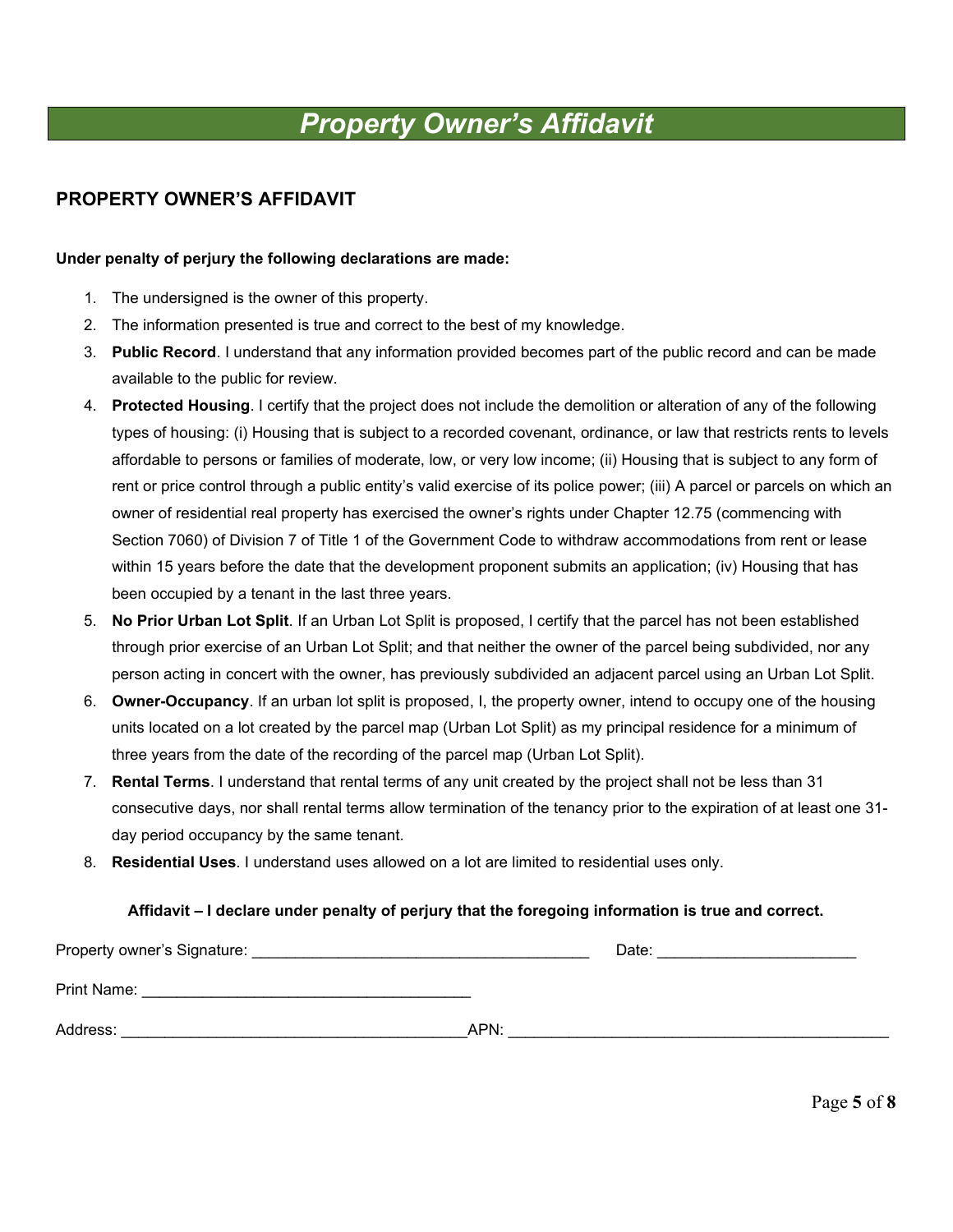# *Property Owner's Affidavit*

## PROPERTY OWNER'S AFFIDAVIT

**Under penalty of perjury the following declarations are made:**

1. The undersigned is the owner of this property.
2. The information presented is true and correct to the best of my knowledge.
3. **Public Record**. I understand that any information provided becomes part of the public record and can be made available to the public for review.
4. **Protected Housing**. I certify that the project does not include the demolition or alteration of any of the following types of housing: (i) Housing that is subject to a recorded covenant, ordinance, or law that restricts rents to levels affordable to persons or families of moderate, low, or very low income; (ii) Housing that is subject to any form of rent or price control through a public entity's valid exercise of its police power; (iii) A parcel or parcels on which an owner of residential real property has exercised the owner's rights under Chapter 12.75 (commencing with Section 7060) of Division 7 of Title 1 of the Government Code to withdraw accommodations from rent or lease within 15 years before the date that the development proponent submits an application; (iv) Housing that has been occupied by a tenant in the last three years.
5. **No Prior Urban Lot Split**. If an Urban Lot Split is proposed, I certify that the parcel has not been established through prior exercise of an Urban Lot Split; and that neither the owner of the parcel being subdivided, nor any person acting in concert with the owner, has previously subdivided an adjacent parcel using an Urban Lot Split.
6. **Owner-Occupancy**. If an urban lot split is proposed, I, the property owner, intend to occupy one of the housing units located on a lot created by the parcel map (Urban Lot Split) as my principal residence for a minimum of three years from the date of the recording of the parcel map (Urban Lot Split).
7. **Rental Terms**. I understand that rental terms of any unit created by the project shall not be less than 31 consecutive days, nor shall rental terms allow termination of the tenancy prior to the expiration of at least one 31-day period occupancy by the same tenant.
8. **Residential Uses**. I understand uses allowed on a lot are limited to residential uses only.

**Affidavit – I declare under penalty of perjury that the foregoing information is true and correct.**

Property owner's Signature: ________________________________________ Date: _______________________

Print Name: ______________________________________

Address: ________________________________________APN: ____________________________________________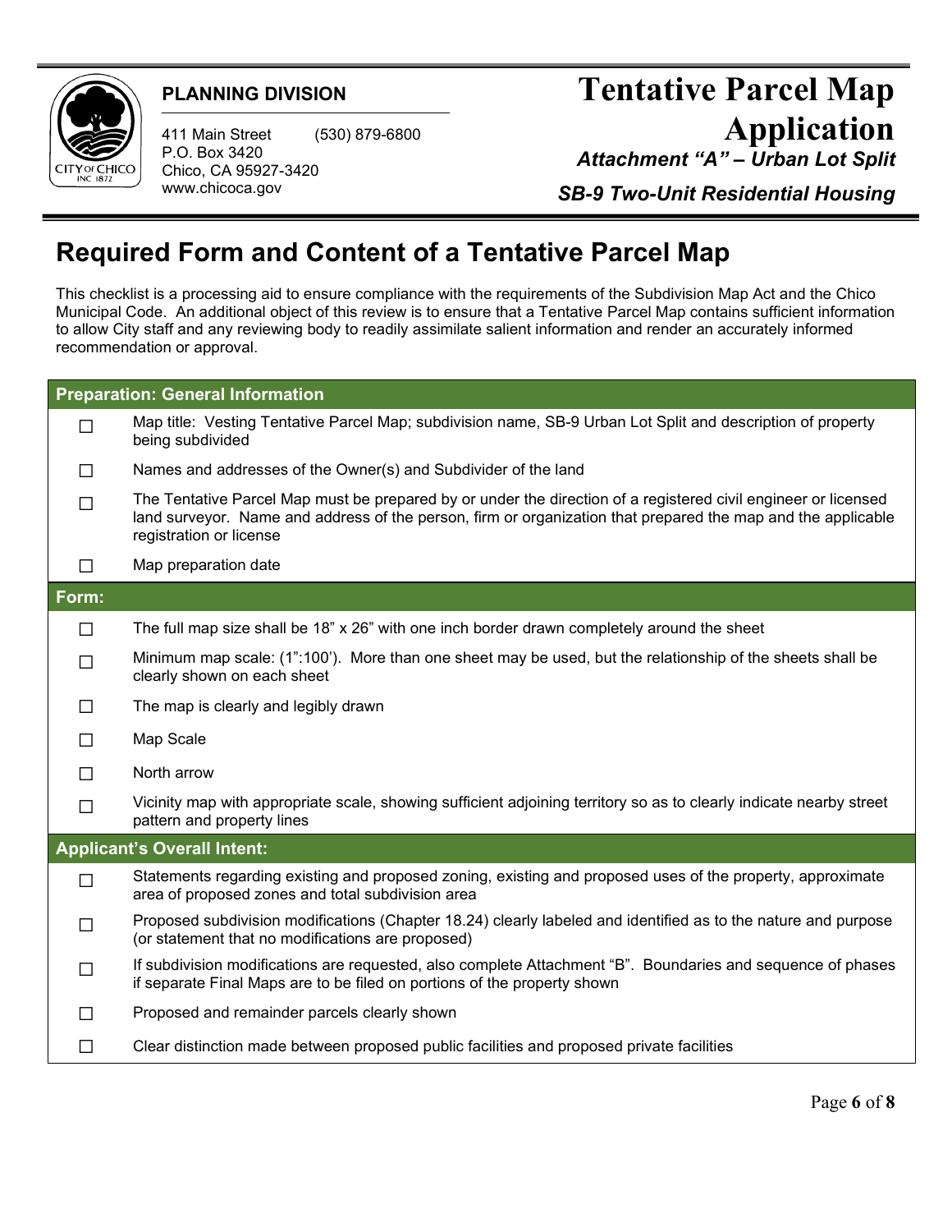**PLANNING DIVISION**

411 Main Street (530) 879-6800
P.O. Box 3420
Chico, CA 95927-3420
www.chicoca.gov

# Tentative Parcel Map Application

***Attachment "A" – Urban Lot Split***

***SB-9 Two-Unit Residential Housing***

## Required Form and Content of a Tentative Parcel Map

This checklist is a processing aid to ensure compliance with the requirements of the Subdivision Map Act and the Chico Municipal Code. An additional object of this review is to ensure that a Tentative Parcel Map contains sufficient information to allow City staff and any reviewing body to readily assimilate salient information and render an accurately informed recommendation or approval.

| | |
|---|---|
| **Preparation: General Information** | |
| ☐ | Map title: Vesting Tentative Parcel Map; subdivision name, SB-9 Urban Lot Split and description of property being subdivided |
| ☐ | Names and addresses of the Owner(s) and Subdivider of the land |
| ☐ | The Tentative Parcel Map must be prepared by or under the direction of a registered civil engineer or licensed land surveyor. Name and address of the person, firm or organization that prepared the map and the applicable registration or license |
| ☐ | Map preparation date |
| **Form:** | |
| ☐ | The full map size shall be 18" x 26" with one inch border drawn completely around the sheet |
| ☐ | Minimum map scale: (1":100'). More than one sheet may be used, but the relationship of the sheets shall be clearly shown on each sheet |
| ☐ | The map is clearly and legibly drawn |
| ☐ | Map Scale |
| ☐ | North arrow |
| ☐ | Vicinity map with appropriate scale, showing sufficient adjoining territory so as to clearly indicate nearby street pattern and property lines |
| **Applicant's Overall Intent:** | |
| ☐ | Statements regarding existing and proposed zoning, existing and proposed uses of the property, approximate area of proposed zones and total subdivision area |
| ☐ | Proposed subdivision modifications (Chapter 18.24) clearly labeled and identified as to the nature and purpose (or statement that no modifications are proposed) |
| ☐ | If subdivision modifications are requested, also complete Attachment "B". Boundaries and sequence of phases if separate Final Maps are to be filed on portions of the property shown |
| ☐ | Proposed and remainder parcels clearly shown |
| ☐ | Clear distinction made between proposed public facilities and proposed private facilities |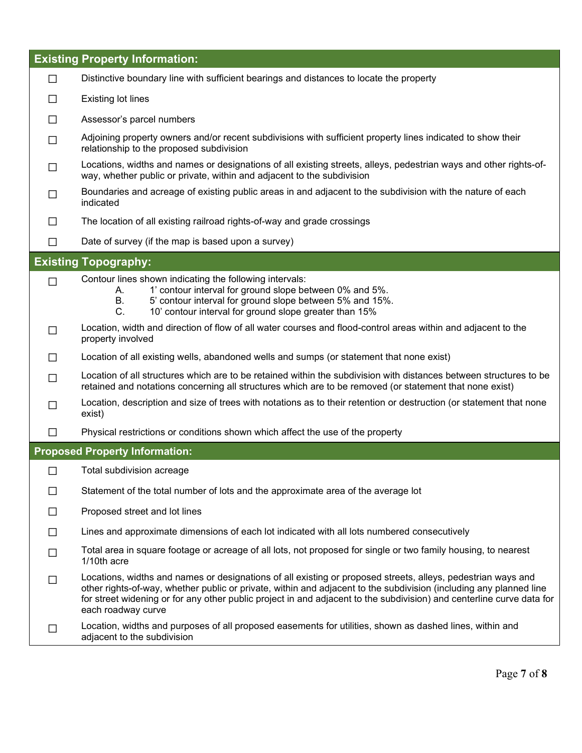## Existing Property Information:

- ☐ Distinctive boundary line with sufficient bearings and distances to locate the property
- ☐ Existing lot lines
- ☐ Assessor's parcel numbers
- ☐ Adjoining property owners and/or recent subdivisions with sufficient property lines indicated to show their relationship to the proposed subdivision
- ☐ Locations, widths and names or designations of all existing streets, alleys, pedestrian ways and other rights-of-way, whether public or private, within and adjacent to the subdivision
- ☐ Boundaries and acreage of existing public areas in and adjacent to the subdivision with the nature of each indicated
- ☐ The location of all existing railroad rights-of-way and grade crossings
- ☐ Date of survey (if the map is based upon a survey)

## Existing Topography:

- ☐ Contour lines shown indicating the following intervals:
  - A. 1' contour interval for ground slope between 0% and 5%.
  - B. 5' contour interval for ground slope between 5% and 15%.
  - C. 10' contour interval for ground slope greater than 15%
- ☐ Location, width and direction of flow of all water courses and flood-control areas within and adjacent to the property involved
- ☐ Location of all existing wells, abandoned wells and sumps (or statement that none exist)
- ☐ Location of all structures which are to be retained within the subdivision with distances between structures to be retained and notations concerning all structures which are to be removed (or statement that none exist)
- ☐ Location, description and size of trees with notations as to their retention or destruction (or statement that none exist)
- ☐ Physical restrictions or conditions shown which affect the use of the property

## Proposed Property Information:

- ☐ Total subdivision acreage
- ☐ Statement of the total number of lots and the approximate area of the average lot
- ☐ Proposed street and lot lines
- ☐ Lines and approximate dimensions of each lot indicated with all lots numbered consecutively
- ☐ Total area in square footage or acreage of all lots, not proposed for single or two family housing, to nearest 1/10th acre
- ☐ Locations, widths and names or designations of all existing or proposed streets, alleys, pedestrian ways and other rights-of-way, whether public or private, within and adjacent to the subdivision (including any planned line for street widening or for any other public project in and adjacent to the subdivision) and centerline curve data for each roadway curve
- ☐ Location, widths and purposes of all proposed easements for utilities, shown as dashed lines, within and adjacent to the subdivision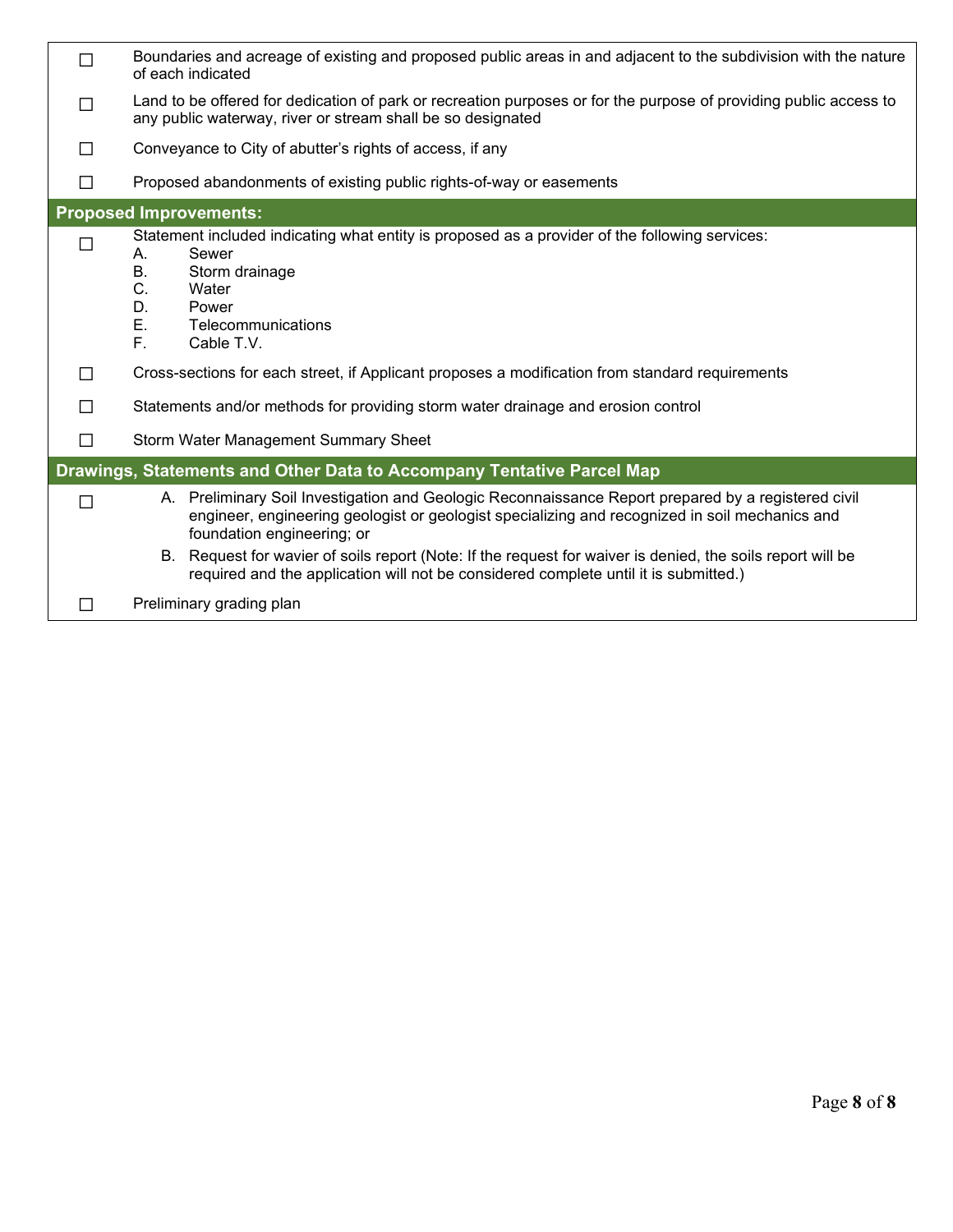- ☐ Boundaries and acreage of existing and proposed public areas in and adjacent to the subdivision with the nature of each indicated
- ☐ Land to be offered for dedication of park or recreation purposes or for the purpose of providing public access to any public waterway, river or stream shall be so designated
- ☐ Conveyance to City of abutter's rights of access, if any
- ☐ Proposed abandonments of existing public rights-of-way or easements

## Proposed Improvements:

- ☐ Statement included indicating what entity is proposed as a provider of the following services:
  - A. Sewer
  - B. Storm drainage
  - C. Water
  - D. Power
  - E. Telecommunications
  - F. Cable T.V.
- ☐ Cross-sections for each street, if Applicant proposes a modification from standard requirements
- ☐ Statements and/or methods for providing storm water drainage and erosion control
- ☐ Storm Water Management Summary Sheet

## Drawings, Statements and Other Data to Accompany Tentative Parcel Map

- ☐
  - A. Preliminary Soil Investigation and Geologic Reconnaissance Report prepared by a registered civil engineer, engineering geologist or geologist specializing and recognized in soil mechanics and foundation engineering; or
  - B. Request for wavier of soils report (Note: If the request for waiver is denied, the soils report will be required and the application will not be considered complete until it is submitted.)
- ☐ Preliminary grading plan